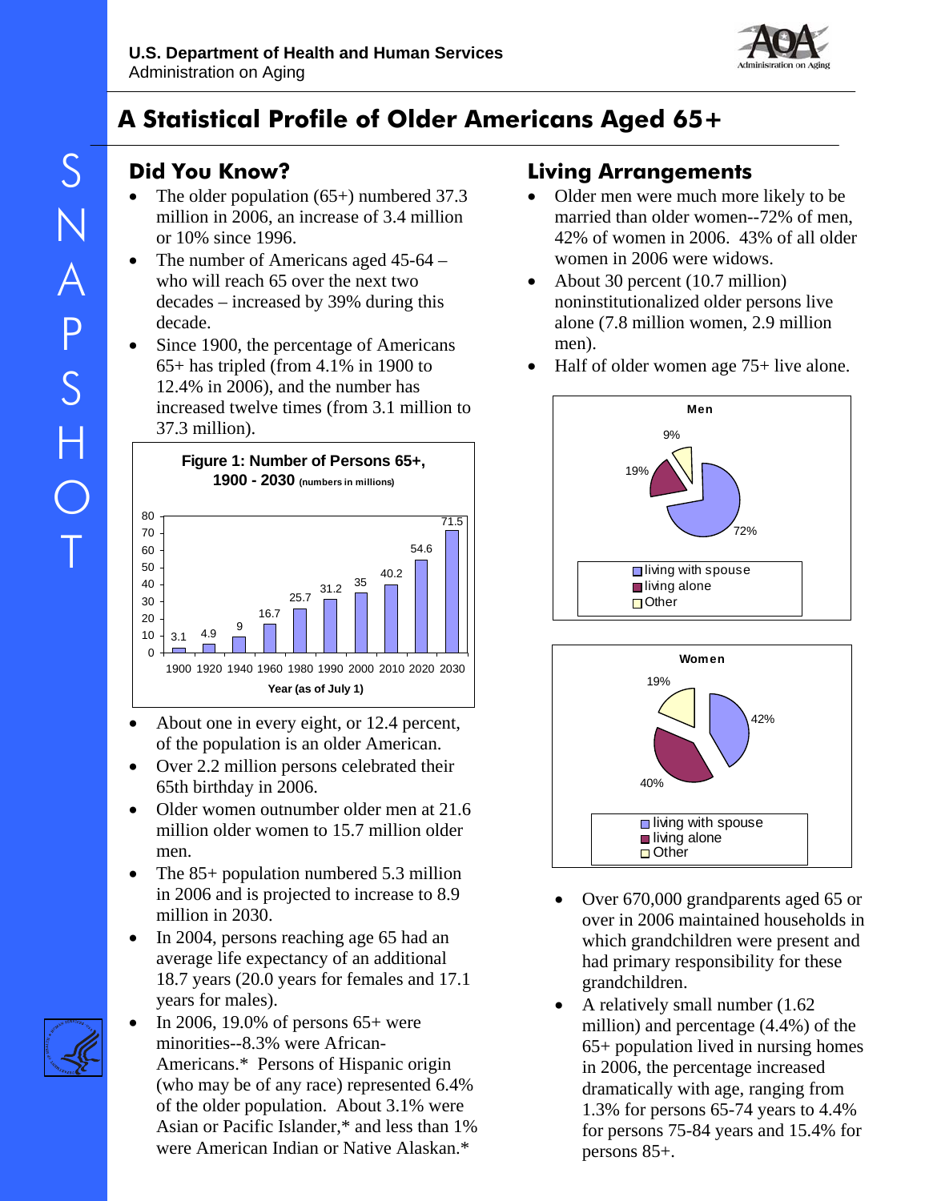U.S. Department of Health and Human Services
Administration on Aging

# A Statistical Profile of Older Americans Aged 65+

SNAPSHOT

## Did You Know?

- The older population (65+) numbered 37.3 million in 2006, an increase of 3.4 million or 10% since 1996.
- The number of Americans aged 45-64 – who will reach 65 over the next two decades – increased by 39% during this decade.
- Since 1900, the percentage of Americans 65+ has tripled (from 4.1% in 1900 to 12.4% in 2006), and the number has increased twelve times (from 3.1 million to 37.3 million).

**Figure 1: Number of Persons 65+, 1900 - 2030** (numbers in millions)

| Year (as of July 1) | Number (millions) |
|---|---|
| 1900 | 3.1 |
| 1920 | 4.9 |
| 1940 | 9 |
| 1960 | 16.7 |
| 1980 | 25.7 |
| 1990 | 31.2 |
| 2000 | 35 |
| 2010 | 40.2 |
| 2020 | 54.6 |
| 2030 | 71.5 |

- About one in every eight, or 12.4 percent, of the population is an older American.
- Over 2.2 million persons celebrated their 65th birthday in 2006.
- Older women outnumber older men at 21.6 million older women to 15.7 million older men.
- The 85+ population numbered 5.3 million in 2006 and is projected to increase to 8.9 million in 2030.
- In 2004, persons reaching age 65 had an average life expectancy of an additional 18.7 years (20.0 years for females and 17.1 years for males).
- In 2006, 19.0% of persons 65+ were minorities--8.3% were African-Americans.* Persons of Hispanic origin (who may be of any race) represented 6.4% of the older population. About 3.1% were Asian or Pacific Islander,* and less than 1% were American Indian or Native Alaskan.*

## Living Arrangements

- Older men were much more likely to be married than older women--72% of men, 42% of women in 2006. 43% of all older women in 2006 were widows.
- About 30 percent (10.7 million) noninstitutionalized older persons live alone (7.8 million women, 2.9 million men).
- Half of older women age 75+ live alone.

**Men**

| Living arrangement | Percent |
|---|---|
| living with spouse | 72% |
| living alone | 19% |
| Other | 9% |

**Women**

| Living arrangement | Percent |
|---|---|
| living with spouse | 42% |
| living alone | 40% |
| Other | 19% |

- Over 670,000 grandparents aged 65 or over in 2006 maintained households in which grandchildren were present and had primary responsibility for these grandchildren.
- A relatively small number (1.62 million) and percentage (4.4%) of the 65+ population lived in nursing homes in 2006, the percentage increased dramatically with age, ranging from 1.3% for persons 65-74 years to 4.4% for persons 75-84 years and 15.4% for persons 85+.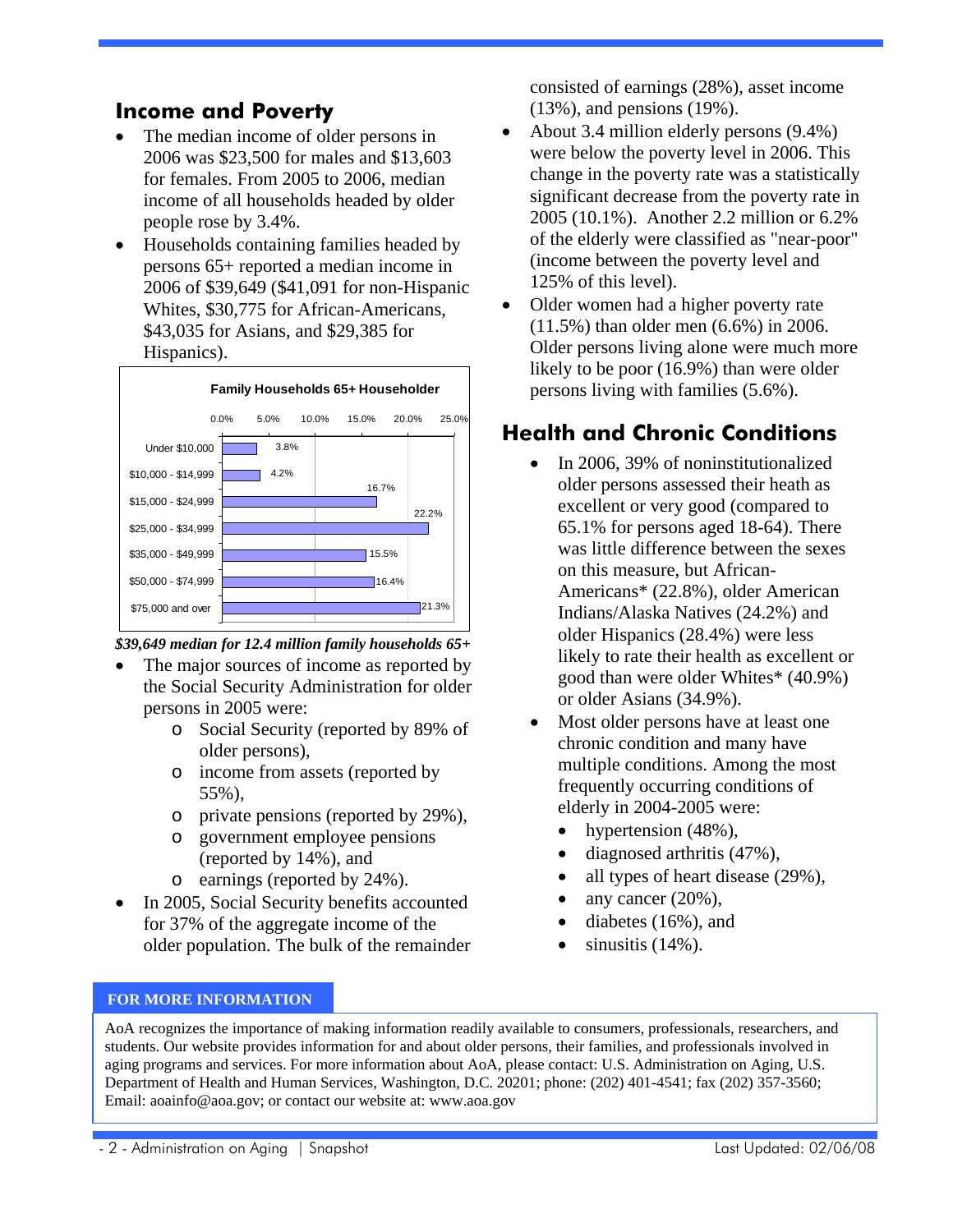## Income and Poverty

- The median income of older persons in 2006 was $23,500 for males and $13,603 for females. From 2005 to 2006, median income of all households headed by older people rose by 3.4%.
- Households containing families headed by persons 65+ reported a median income in 2006 of $39,649 ($41,091 for non-Hispanic Whites, $30,775 for African-Americans, $43,035 for Asians, and $29,385 for Hispanics).

Family Households 65+ Householder

0.0% 5.0% 10.0% 15.0% 20.0% 25.0%

Under $10,000 3.8%
$10,000 - $14,999 4.2%
$15,000 - $24,999 16.7%
$25,000 - $34,999 22.2%
$35,000 - $49,999 15.5%
$50,000 - $74,999 16.4%
$75,000 and over 21.3%

***$39,649 median for 12.4 million family households 65+***

- The major sources of income as reported by the Social Security Administration for older persons in 2005 were:
  - Social Security (reported by 89% of older persons),
  - income from assets (reported by 55%),
  - private pensions (reported by 29%),
  - government employee pensions (reported by 14%), and
  - earnings (reported by 24%).
- In 2005, Social Security benefits accounted for 37% of the aggregate income of the older population. The bulk of the remainder consisted of earnings (28%), asset income (13%), and pensions (19%).
- About 3.4 million elderly persons (9.4%) were below the poverty level in 2006. This change in the poverty rate was a statistically significant decrease from the poverty rate in 2005 (10.1%). Another 2.2 million or 6.2% of the elderly were classified as "near-poor" (income between the poverty level and 125% of this level).
- Older women had a higher poverty rate (11.5%) than older men (6.6%) in 2006. Older persons living alone were much more likely to be poor (16.9%) than were older persons living with families (5.6%).

## Health and Chronic Conditions

- In 2006, 39% of noninstitutionalized older persons assessed their heath as excellent or very good (compared to 65.1% for persons aged 18-64). There was little difference between the sexes on this measure, but African-Americans* (22.8%), older American Indians/Alaska Natives (24.2%) and older Hispanics (28.4%) were less likely to rate their health as excellent or good than were older Whites* (40.9%) or older Asians (34.9%).
- Most older persons have at least one chronic condition and many have multiple conditions. Among the most frequently occurring conditions of elderly in 2004-2005 were:
  - hypertension (48%),
  - diagnosed arthritis (47%),
  - all types of heart disease (29%),
  - any cancer (20%),
  - diabetes (16%), and
  - sinusitis (14%).

**FOR MORE INFORMATION**

AoA recognizes the importance of making information readily available to consumers, professionals, researchers, and students. Our website provides information for and about older persons, their families, and professionals involved in aging programs and services. For more information about AoA, please contact: U.S. Administration on Aging, U.S. Department of Health and Human Services, Washington, D.C. 20201; phone: (202) 401-4541; fax (202) 357-3560; Email: aoainfo@aoa.gov; or contact our website at: www.aoa.gov